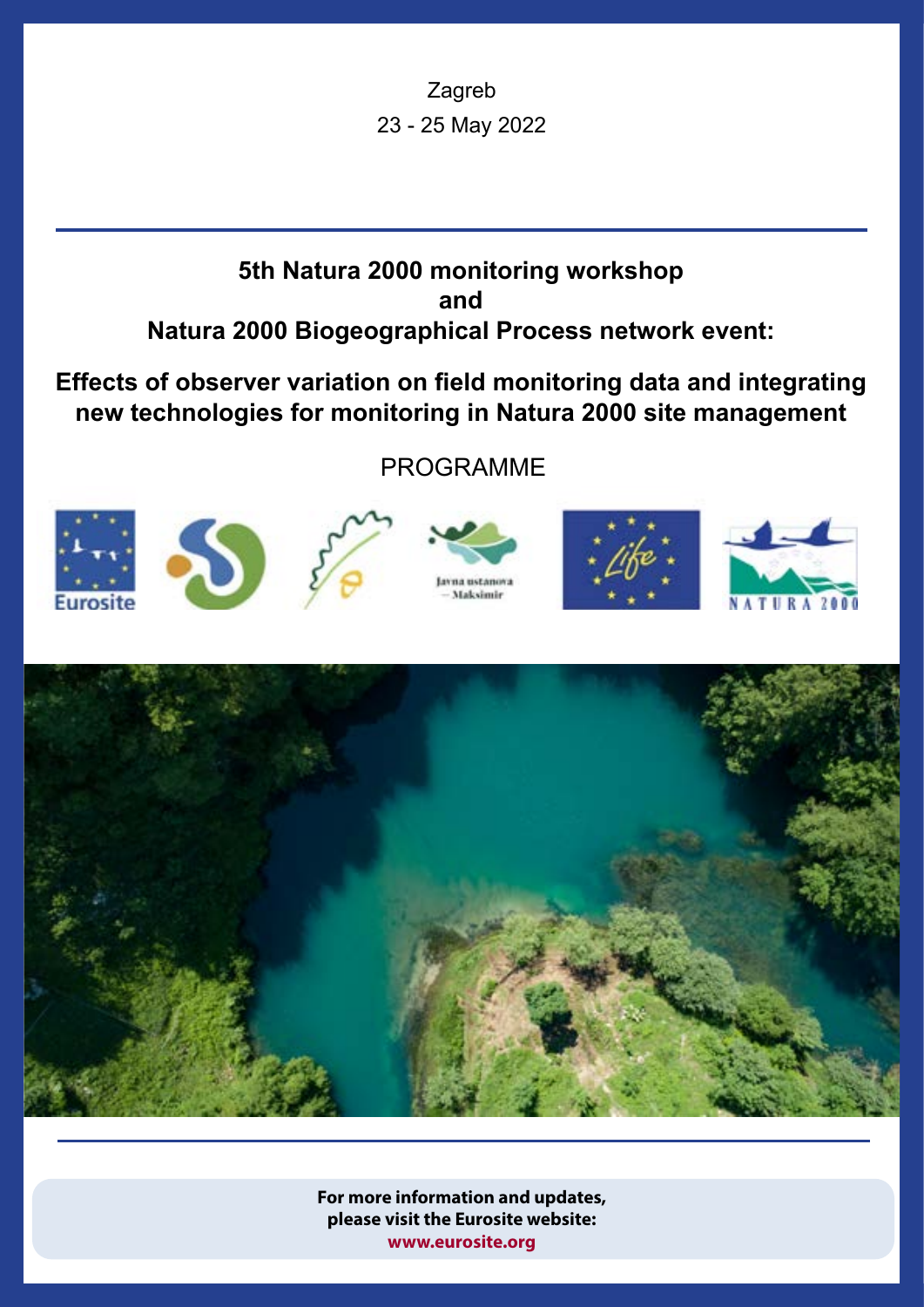Zagreb

23 - 25 May 2022

# 5th Natura 2000 monitoring workshop and Natura 2000 Biogeographical Process network event:

## Effects of observer variation on field monitoring data and integrating new technologies for monitoring in Natura 2000 site management

PROGRAMME

**For more information and updates, please visit the Eurosite website:**
**www.eurosite.org**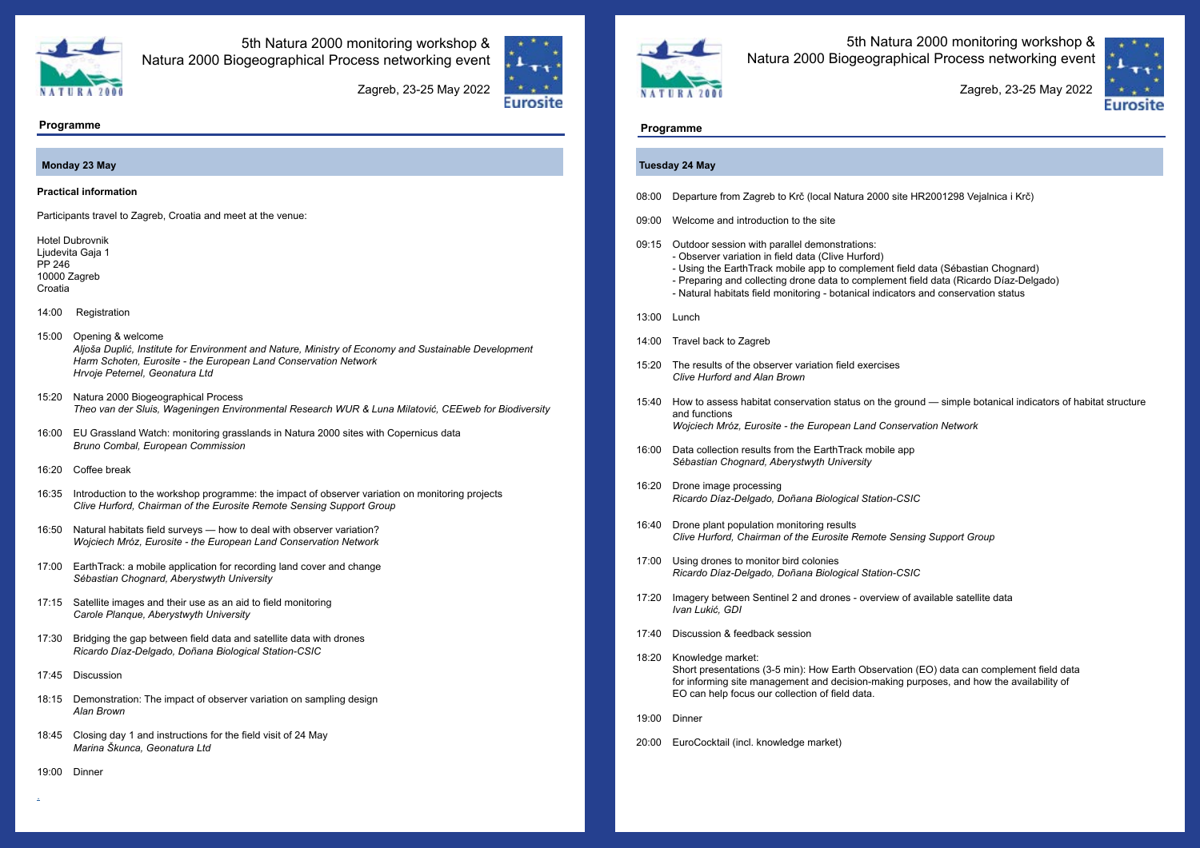# 5th Natura 2000 monitoring workshop & Natura 2000 Biogeographical Process networking event

Zagreb, 23-25 May 2022

## Programme

### Monday 23 May

**Practical information**

Participants travel to Zagreb, Croatia and meet at the venue:

Hotel Dubrovnik
Ljudevita Gaja 1
PP 246
10000 Zagreb
Croatia

14:00 Registration

15:00 Opening & welcome
*Aljoša Duplić, Institute for Environment and Nature, Ministry of Economy and Sustainable Development*
*Harm Schoten, Eurosite - the European Land Conservation Network*
*Hrvoje Peternel, Geonatura Ltd*

15:20 Natura 2000 Biogeographical Process
*Theo van der Sluis, Wageningen Environmental Research WUR & Luna Milatović, CEEweb for Biodiversity*

16:00 EU Grassland Watch: monitoring grasslands in Natura 2000 sites with Copernicus data
*Bruno Combal, European Commission*

16:20 Coffee break

16:35 Introduction to the workshop programme: the impact of observer variation on monitoring projects
*Clive Hurford, Chairman of the Eurosite Remote Sensing Support Group*

16:50 Natural habitats field surveys — how to deal with observer variation?
*Wojciech Mróz, Eurosite - the European Land Conservation Network*

17:00 EarthTrack: a mobile application for recording land cover and change
*Sébastian Chognard, Aberystwyth University*

17:15 Satellite images and their use as an aid to field monitoring
*Carole Planque, Aberystwyth University*

17:30 Bridging the gap between field data and satellite data with drones
*Ricardo Díaz-Delgado, Doñana Biological Station-CSIC*

17:45 Discussion

18:15 Demonstration: The impact of observer variation on sampling design
*Alan Brown*

18:45 Closing day 1 and instructions for the field visit of 24 May
*Marina Škunca, Geonatura Ltd*

19:00 Dinner

# 5th Natura 2000 monitoring workshop & Natura 2000 Biogeographical Process networking event

Zagreb, 23-25 May 2022

## Programme

### Tuesday 24 May

08:00 Departure from Zagreb to Krč (local Natura 2000 site HR2001298 Vejalnica i Krč)

09:00 Welcome and introduction to the site

09:15 Outdoor session with parallel demonstrations:
- Observer variation in field data (Clive Hurford)
- Using the EarthTrack mobile app to complement field data (Sébastian Chognard)
- Preparing and collecting drone data to complement field data (Ricardo Díaz-Delgado)
- Natural habitats field monitoring - botanical indicators and conservation status

13:00 Lunch

14:00 Travel back to Zagreb

15:20 The results of the observer variation field exercises
*Clive Hurford and Alan Brown*

15:40 How to assess habitat conservation status on the ground — simple botanical indicators of habitat structure and functions
*Wojciech Mróz, Eurosite - the European Land Conservation Network*

16:00 Data collection results from the EarthTrack mobile app
*Sébastian Chognard, Aberystwyth University*

16:20 Drone image processing
*Ricardo Díaz-Delgado, Doñana Biological Station-CSIC*

16:40 Drone plant population monitoring results
*Clive Hurford, Chairman of the Eurosite Remote Sensing Support Group*

17:00 Using drones to monitor bird colonies
*Ricardo Díaz-Delgado, Doñana Biological Station-CSIC*

17:20 Imagery between Sentinel 2 and drones - overview of available satellite data
*Ivan Lukić, GDI*

17:40 Discussion & feedback session

18:20 Knowledge market:
Short presentations (3-5 min): How Earth Observation (EO) data can complement field data for informing site management and decision-making purposes, and how the availability of EO can help focus our collection of field data.

19:00 Dinner

20:00 EuroCocktail (incl. knowledge market)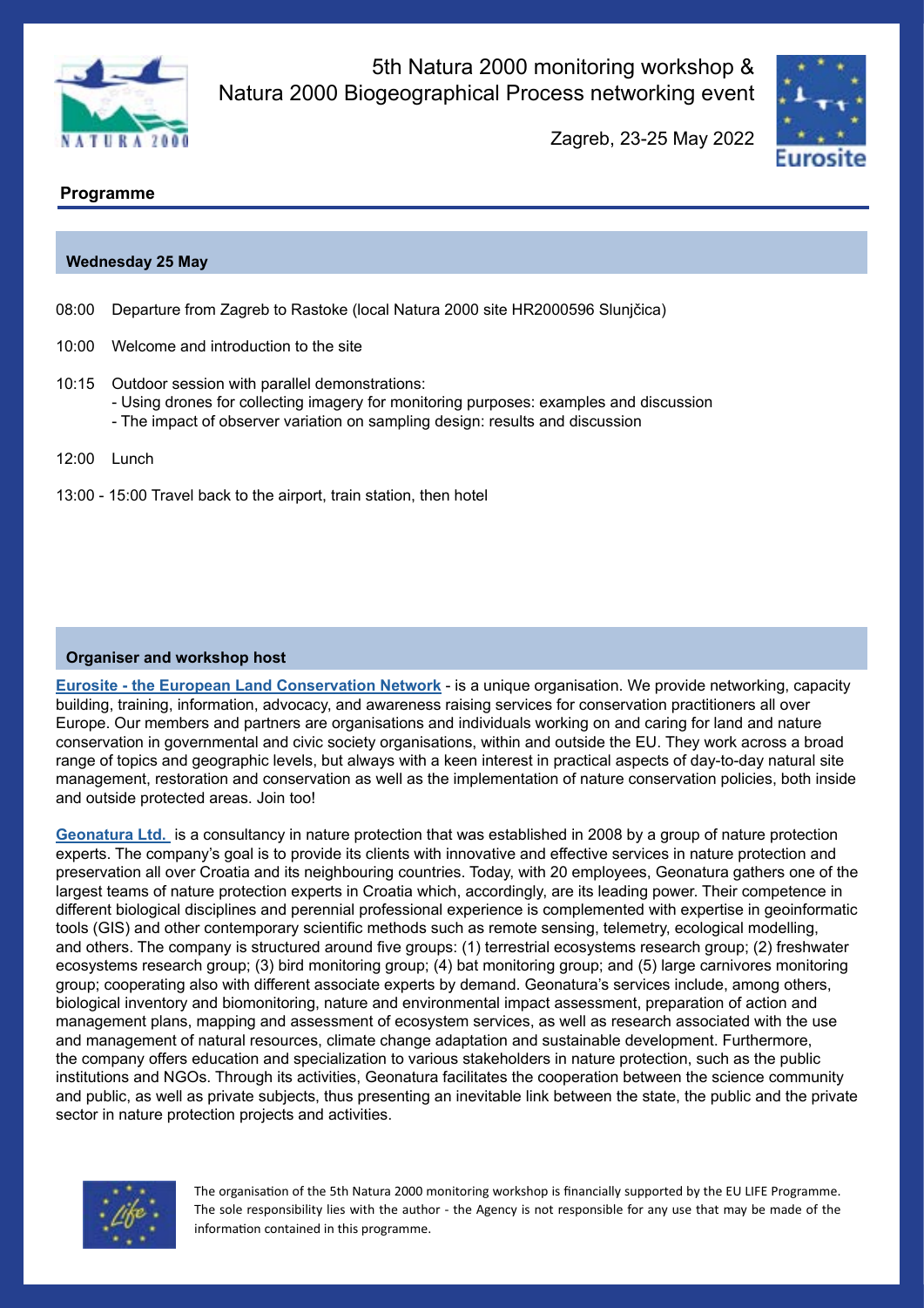5th Natura 2000 monitoring workshop &
Natura 2000 Biogeographical Process networking event

Zagreb, 23-25 May 2022

## Programme

### Wednesday 25 May

08:00 Departure from Zagreb to Rastoke (local Natura 2000 site HR2000596 Slunjčica)

10:00 Welcome and introduction to the site

10:15 Outdoor session with parallel demonstrations:
- Using drones for collecting imagery for monitoring purposes: examples and discussion
- The impact of observer variation on sampling design: results and discussion

12:00 Lunch

13:00 - 15:00 Travel back to the airport, train station, then hotel

### Organiser and workshop host

**Eurosite - the European Land Conservation Network** - is a unique organisation. We provide networking, capacity building, training, information, advocacy, and awareness raising services for conservation practitioners all over Europe. Our members and partners are organisations and individuals working on and caring for land and nature conservation in governmental and civic society organisations, within and outside the EU. They work across a broad range of topics and geographic levels, but always with a keen interest in practical aspects of day-to-day natural site management, restoration and conservation as well as the implementation of nature conservation policies, both inside and outside protected areas. Join too!

**Geonatura Ltd.** is a consultancy in nature protection that was established in 2008 by a group of nature protection experts. The company's goal is to provide its clients with innovative and effective services in nature protection and preservation all over Croatia and its neighbouring countries. Today, with 20 employees, Geonatura gathers one of the largest teams of nature protection experts in Croatia which, accordingly, are its leading power. Their competence in different biological disciplines and perennial professional experience is complemented with expertise in geoinformatic tools (GIS) and other contemporary scientific methods such as remote sensing, telemetry, ecological modelling, and others. The company is structured around five groups: (1) terrestrial ecosystems research group; (2) freshwater ecosystems research group; (3) bird monitoring group; (4) bat monitoring group; and (5) large carnivores monitoring group; cooperating also with different associate experts by demand. Geonatura's services include, among others, biological inventory and biomonitoring, nature and environmental impact assessment, preparation of action and management plans, mapping and assessment of ecosystem services, as well as research associated with the use and management of natural resources, climate change adaptation and sustainable development. Furthermore, the company offers education and specialization to various stakeholders in nature protection, such as the public institutions and NGOs. Through its activities, Geonatura facilitates the cooperation between the science community and public, as well as private subjects, thus presenting an inevitable link between the state, the public and the private sector in nature protection projects and activities.

The organisation of the 5th Natura 2000 monitoring workshop is financially supported by the EU LIFE Programme. The sole responsibility lies with the author - the Agency is not responsible for any use that may be made of the information contained in this programme.